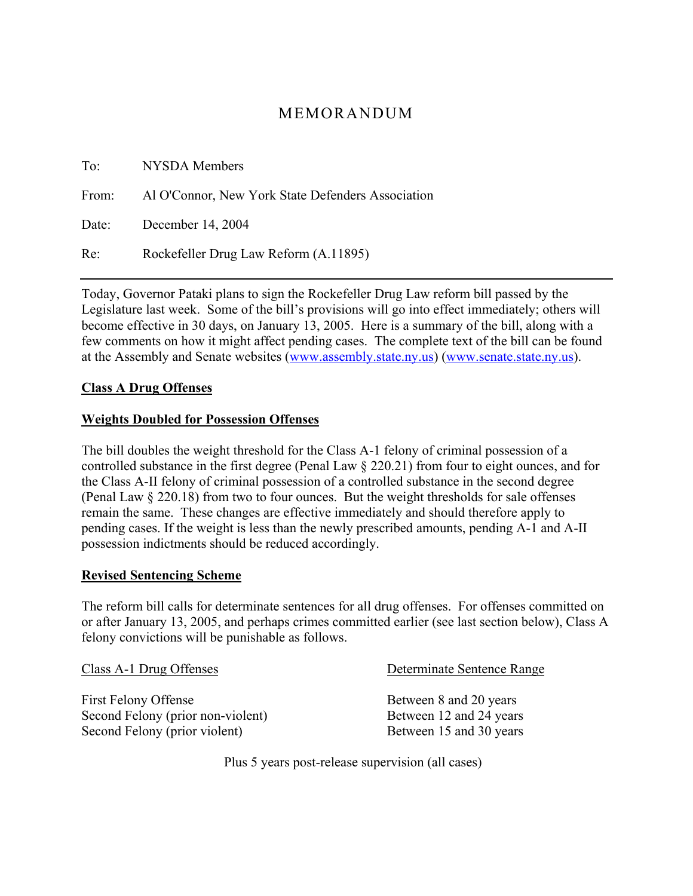# MEMORANDUM

To: NYSDA Members

From: Al O'Connor, New York State Defenders Association

Date: December 14, 2004

Re: Rockefeller Drug Law Reform (A.11895)

---

Today, Governor Pataki plans to sign the Rockefeller Drug Law reform bill passed by the Legislature last week. Some of the bill's provisions will go into effect immediately; others will become effective in 30 days, on January 13, 2005. Here is a summary of the bill, along with a few comments on how it might affect pending cases. The complete text of the bill can be found at the Assembly and Senate websites (www.assembly.state.ny.us) (www.senate.state.ny.us).

## Class A Drug Offenses

### Weights Doubled for Possession Offenses

The bill doubles the weight threshold for the Class A-1 felony of criminal possession of a controlled substance in the first degree (Penal Law § 220.21) from four to eight ounces, and for the Class A-II felony of criminal possession of a controlled substance in the second degree (Penal Law § 220.18) from two to four ounces. But the weight thresholds for sale offenses remain the same. These changes are effective immediately and should therefore apply to pending cases. If the weight is less than the newly prescribed amounts, pending A-1 and A-II possession indictments should be reduced accordingly.

### Revised Sentencing Scheme

The reform bill calls for determinate sentences for all drug offenses. For offenses committed on or after January 13, 2005, and perhaps crimes committed earlier (see last section below), Class A felony convictions will be punishable as follows.

| Class A-1 Drug Offenses | Determinate Sentence Range |
|---|---|
| First Felony Offense | Between 8 and 20 years |
| Second Felony (prior non-violent) | Between 12 and 24 years |
| Second Felony (prior violent) | Between 15 and 30 years |

Plus 5 years post-release supervision (all cases)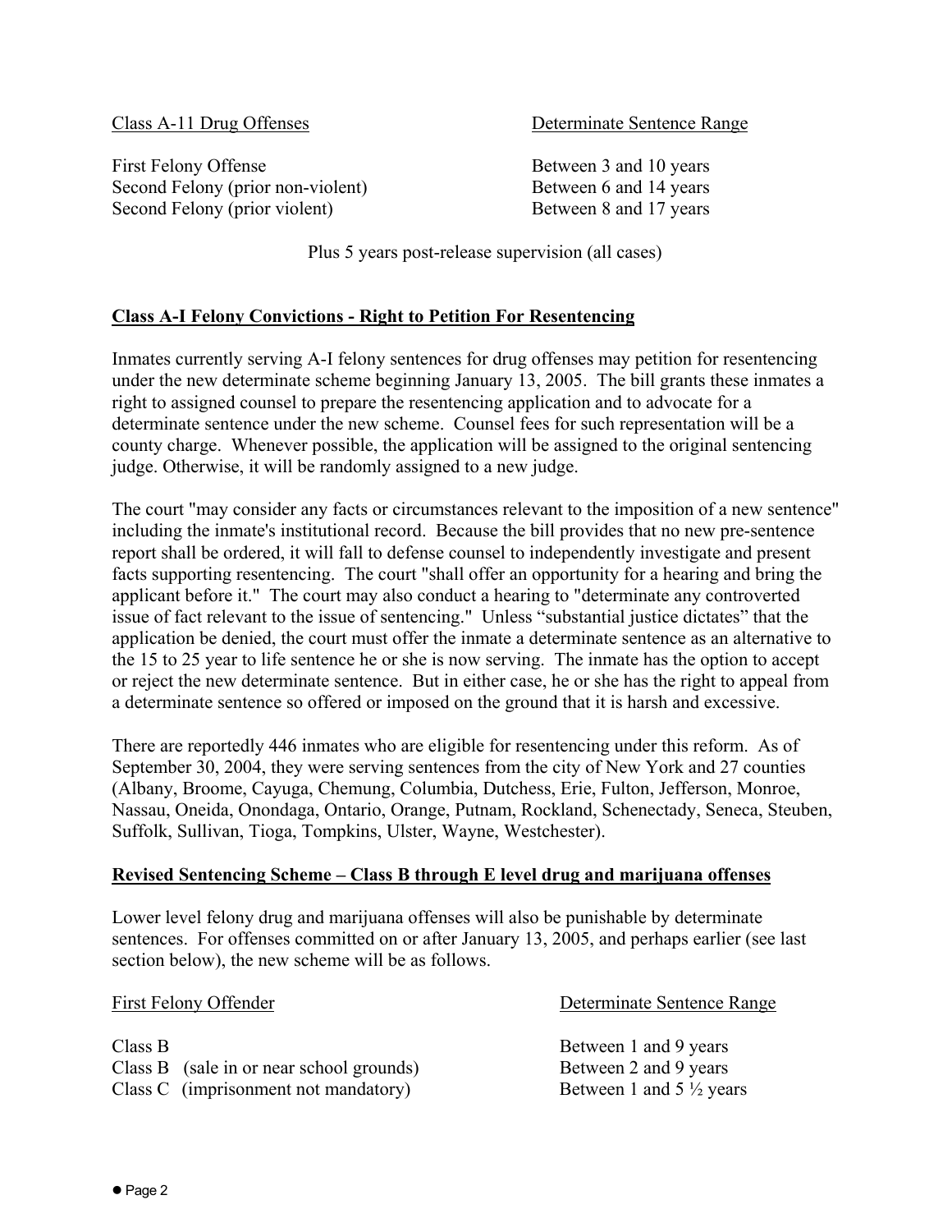| Class A-11 Drug Offenses | Determinate Sentence Range |
|---|---|
| First Felony Offense | Between 3 and 10 years |
| Second Felony (prior non-violent) | Between 6 and 14 years |
| Second Felony (prior violent) | Between 8 and 17 years |

Plus 5 years post-release supervision (all cases)

**Class A-I Felony Convictions - Right to Petition For Resentencing**

Inmates currently serving A-I felony sentences for drug offenses may petition for resentencing under the new determinate scheme beginning January 13, 2005. The bill grants these inmates a right to assigned counsel to prepare the resentencing application and to advocate for a determinate sentence under the new scheme. Counsel fees for such representation will be a county charge. Whenever possible, the application will be assigned to the original sentencing judge. Otherwise, it will be randomly assigned to a new judge.

The court "may consider any facts or circumstances relevant to the imposition of a new sentence" including the inmate's institutional record. Because the bill provides that no new pre-sentence report shall be ordered, it will fall to defense counsel to independently investigate and present facts supporting resentencing. The court "shall offer an opportunity for a hearing and bring the applicant before it." The court may also conduct a hearing to "determine any controverted issue of fact relevant to the issue of sentencing." Unless "substantial justice dictates" that the application be denied, the court must offer the inmate a determinate sentence as an alternative to the 15 to 25 year to life sentence he or she is now serving. The inmate has the option to accept or reject the new determinate sentence. But in either case, he or she has the right to appeal from a determinate sentence so offered or imposed on the ground that it is harsh and excessive.

There are reportedly 446 inmates who are eligible for resentencing under this reform. As of September 30, 2004, they were serving sentences from the city of New York and 27 counties (Albany, Broome, Cayuga, Chemung, Columbia, Dutchess, Erie, Fulton, Jefferson, Monroe, Nassau, Oneida, Onondaga, Ontario, Orange, Putnam, Rockland, Schenectady, Seneca, Steuben, Suffolk, Sullivan, Tioga, Tompkins, Ulster, Wayne, Westchester).

**Revised Sentencing Scheme – Class B through E level drug and marijuana offenses**

Lower level felony drug and marijuana offenses will also be punishable by determinate sentences. For offenses committed on or after January 13, 2005, and perhaps earlier (see last section below), the new scheme will be as follows.

| First Felony Offender | Determinate Sentence Range |
|---|---|
| Class B | Between 1 and 9 years |
| Class B (sale in or near school grounds) | Between 2 and 9 years |
| Class C (imprisonment not mandatory) | Between 1 and 5 ½ years |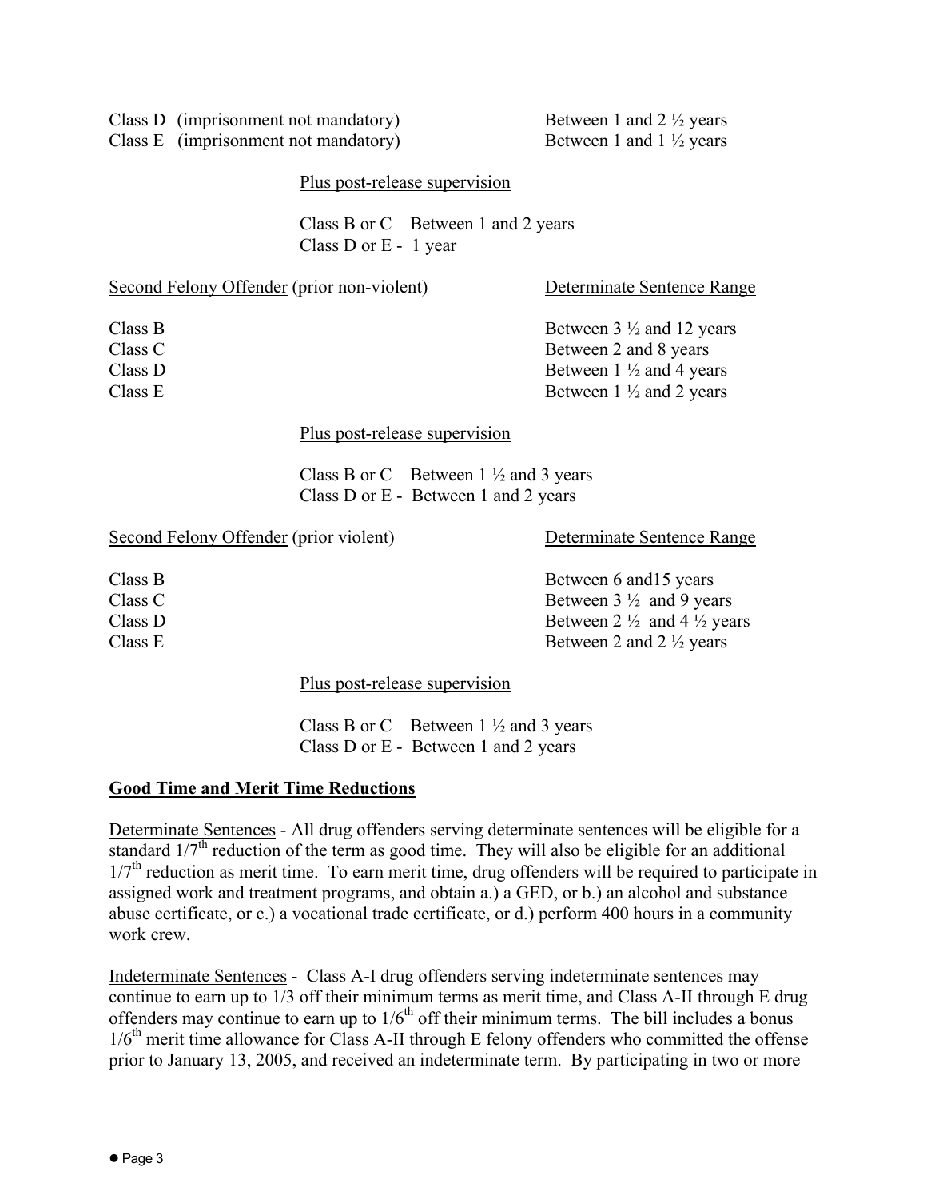| | |
|---|---|
| Class D (imprisonment not mandatory) | Between 1 and 2 ½ years |
| Class E (imprisonment not mandatory) | Between 1 and 1 ½ years |

Plus post-release supervision

Class B or C – Between 1 and 2 years
Class D or E - 1 year

| Second Felony Offender (prior non-violent) | Determinate Sentence Range |
|---|---|
| Class B | Between 3 ½ and 12 years |
| Class C | Between 2 and 8 years |
| Class D | Between 1 ½ and 4 years |
| Class E | Between 1 ½ and 2 years |

Plus post-release supervision

Class B or C – Between 1 ½ and 3 years
Class D or E - Between 1 and 2 years

| Second Felony Offender (prior violent) | Determinate Sentence Range |
|---|---|
| Class B | Between 6 and15 years |
| Class C | Between 3 ½ and 9 years |
| Class D | Between 2 ½ and 4 ½ years |
| Class E | Between 2 and 2 ½ years |

Plus post-release supervision

Class B or C – Between 1 ½ and 3 years
Class D or E - Between 1 and 2 years

**Good Time and Merit Time Reductions**

Determinate Sentences - All drug offenders serving determinate sentences will be eligible for a standard 1/7th reduction of the term as good time. They will also be eligible for an additional 1/7th reduction as merit time. To earn merit time, drug offenders will be required to participate in assigned work and treatment programs, and obtain a.) a GED, or b.) an alcohol and substance abuse certificate, or c.) a vocational trade certificate, or d.) perform 400 hours in a community work crew.

Indeterminate Sentences - Class A-I drug offenders serving indeterminate sentences may continue to earn up to 1/3 off their minimum terms as merit time, and Class A-II through E drug offenders may continue to earn up to 1/6th off their minimum terms. The bill includes a bonus 1/6th merit time allowance for Class A-II through E felony offenders who committed the offense prior to January 13, 2005, and received an indeterminate term. By participating in two or more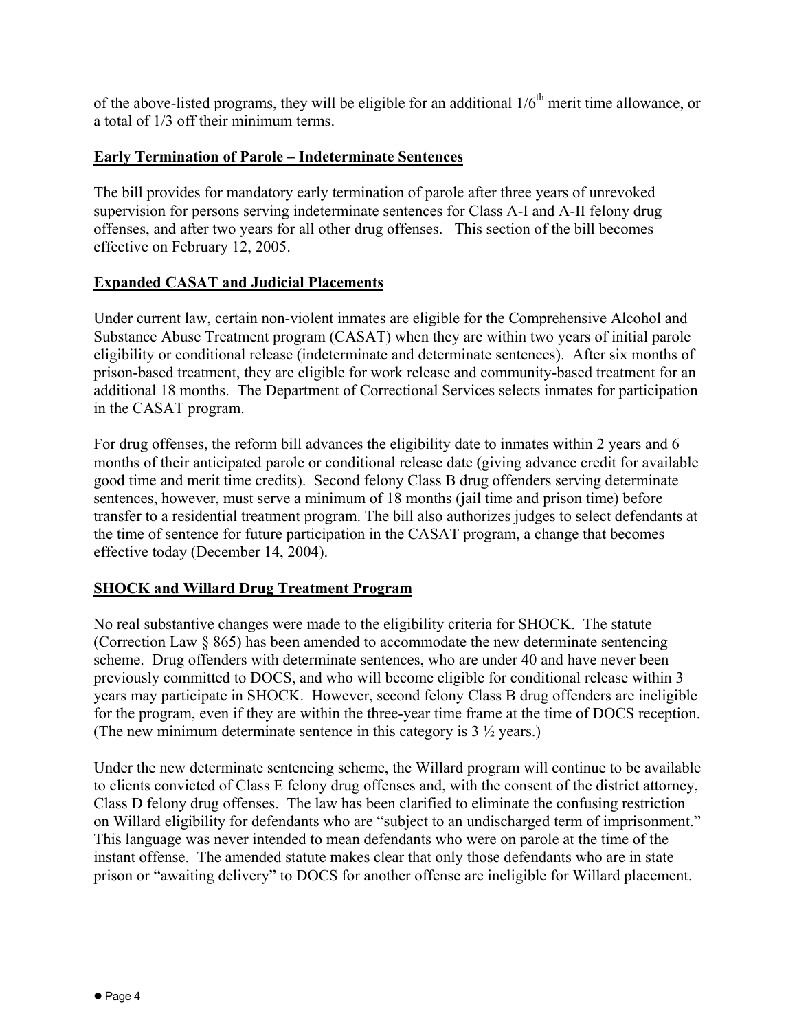of the above-listed programs, they will be eligible for an additional 1/6$^{th}$ merit time allowance, or a total of 1/3 off their minimum terms.

## Early Termination of Parole – Indeterminate Sentences

The bill provides for mandatory early termination of parole after three years of unrevoked supervision for persons serving indeterminate sentences for Class A-I and A-II felony drug offenses, and after two years for all other drug offenses. This section of the bill becomes effective on February 12, 2005.

## Expanded CASAT and Judicial Placements

Under current law, certain non-violent inmates are eligible for the Comprehensive Alcohol and Substance Abuse Treatment program (CASAT) when they are within two years of initial parole eligibility or conditional release (indeterminate and determinate sentences). After six months of prison-based treatment, they are eligible for work release and community-based treatment for an additional 18 months. The Department of Correctional Services selects inmates for participation in the CASAT program.

For drug offenses, the reform bill advances the eligibility date to inmates within 2 years and 6 months of their anticipated parole or conditional release date (giving advance credit for available good time and merit time credits). Second felony Class B drug offenders serving determinate sentences, however, must serve a minimum of 18 months (jail time and prison time) before transfer to a residential treatment program. The bill also authorizes judges to select defendants at the time of sentence for future participation in the CASAT program, a change that becomes effective today (December 14, 2004).

## SHOCK and Willard Drug Treatment Program

No real substantive changes were made to the eligibility criteria for SHOCK. The statute (Correction Law § 865) has been amended to accommodate the new determinate sentencing scheme. Drug offenders with determinate sentences, who are under 40 and have never been previously committed to DOCS, and who will become eligible for conditional release within 3 years may participate in SHOCK. However, second felony Class B drug offenders are ineligible for the program, even if they are within the three-year time frame at the time of DOCS reception. (The new minimum determinate sentence in this category is 3 ½ years.)

Under the new determinate sentencing scheme, the Willard program will continue to be available to clients convicted of Class E felony drug offenses and, with the consent of the district attorney, Class D felony drug offenses. The law has been clarified to eliminate the confusing restriction on Willard eligibility for defendants who are "subject to an undischarged term of imprisonment." This language was never intended to mean defendants who were on parole at the time of the instant offense. The amended statute makes clear that only those defendants who are in state prison or "awaiting delivery" to DOCS for another offense are ineligible for Willard placement.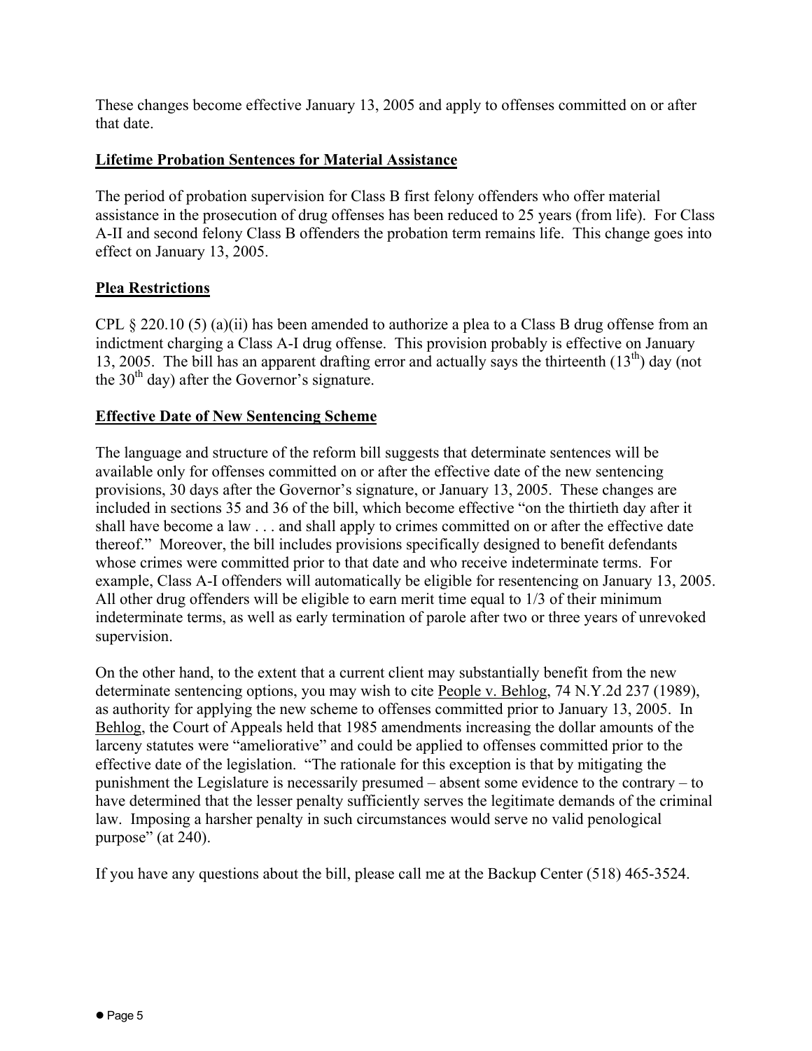These changes become effective January 13, 2005 and apply to offenses committed on or after that date.

**Lifetime Probation Sentences for Material Assistance**

The period of probation supervision for Class B first felony offenders who offer material assistance in the prosecution of drug offenses has been reduced to 25 years (from life). For Class A-II and second felony Class B offenders the probation term remains life. This change goes into effect on January 13, 2005.

**Plea Restrictions**

CPL § 220.10 (5) (a)(ii) has been amended to authorize a plea to a Class B drug offense from an indictment charging a Class A-I drug offense. This provision probably is effective on January 13, 2005. The bill has an apparent drafting error and actually says the thirteenth (13th) day (not the 30th day) after the Governor's signature.

**Effective Date of New Sentencing Scheme**

The language and structure of the reform bill suggests that determinate sentences will be available only for offenses committed on or after the effective date of the new sentencing provisions, 30 days after the Governor's signature, or January 13, 2005. These changes are included in sections 35 and 36 of the bill, which become effective "on the thirtieth day after it shall have become a law . . . and shall apply to crimes committed on or after the effective date thereof." Moreover, the bill includes provisions specifically designed to benefit defendants whose crimes were committed prior to that date and who receive indeterminate terms. For example, Class A-I offenders will automatically be eligible for resentencing on January 13, 2005. All other drug offenders will be eligible to earn merit time equal to 1/3 of their minimum indeterminate terms, as well as early termination of parole after two or three years of unrevoked supervision.

On the other hand, to the extent that a current client may substantially benefit from the new determinate sentencing options, you may wish to cite People v. Behlog, 74 N.Y.2d 237 (1989), as authority for applying the new scheme to offenses committed prior to January 13, 2005. In Behlog, the Court of Appeals held that 1985 amendments increasing the dollar amounts of the larceny statutes were "ameliorative" and could be applied to offenses committed prior to the effective date of the legislation. "The rationale for this exception is that by mitigating the punishment the Legislature is necessarily presumed – absent some evidence to the contrary – to have determined that the lesser penalty sufficiently serves the legitimate demands of the criminal law. Imposing a harsher penalty in such circumstances would serve no valid penological purpose" (at 240).

If you have any questions about the bill, please call me at the Backup Center (518) 465-3524.